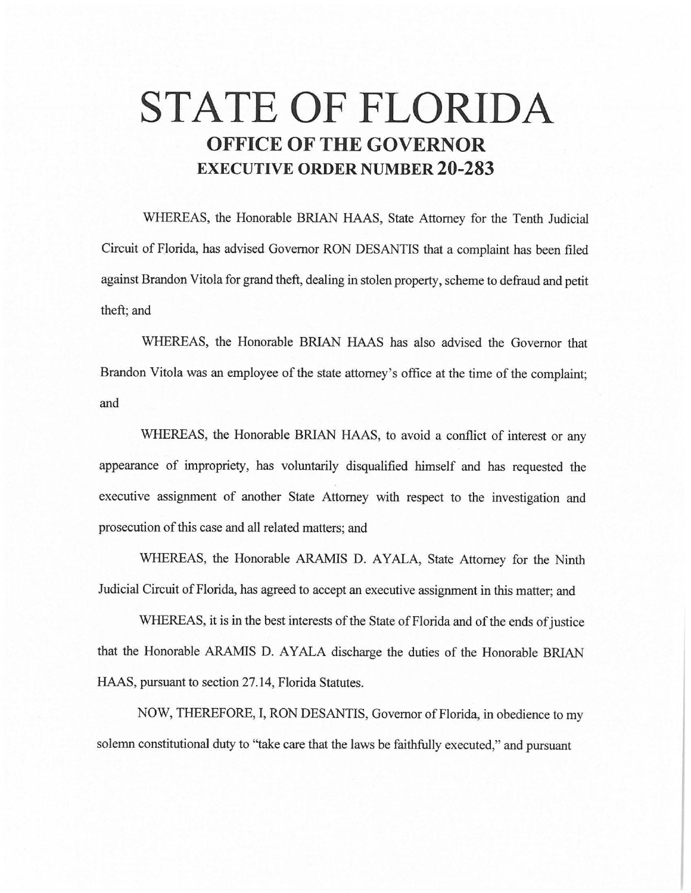# STATE OF FLORIDA

## OFFICE OF THE GOVERNOR

## EXECUTIVE ORDER NUMBER 20-283

WHEREAS, the Honorable BRIAN HAAS, State Attorney for the Tenth Judicial Circuit of Florida, has advised Governor RON DESANTIS that a complaint has been filed against Brandon Vitola for grand theft, dealing in stolen property, scheme to defraud and petit theft; and

WHEREAS, the Honorable BRIAN HAAS has also advised the Governor that Brandon Vitola was an employee of the state attorney's office at the time of the complaint; and

WHEREAS, the Honorable BRIAN HAAS, to avoid a conflict of interest or any appearance of impropriety, has voluntarily disqualified himself and has requested the executive assignment of another State Attorney with respect to the investigation and prosecution of this case and all related matters; and

WHEREAS, the Honorable ARAMIS D. AYALA, State Attorney for the Ninth Judicial Circuit of Florida, has agreed to accept an executive assignment in this matter; and

WHEREAS, it is in the best interests of the State of Florida and of the ends of justice that the Honorable ARAMIS D. AYALA discharge the duties of the Honorable BRIAN HAAS, pursuant to section 27.14, Florida Statutes.

NOW, THEREFORE, I, RON DESANTIS, Governor of Florida, in obedience to my solemn constitutional duty to "take care that the laws be faithfully executed," and pursuant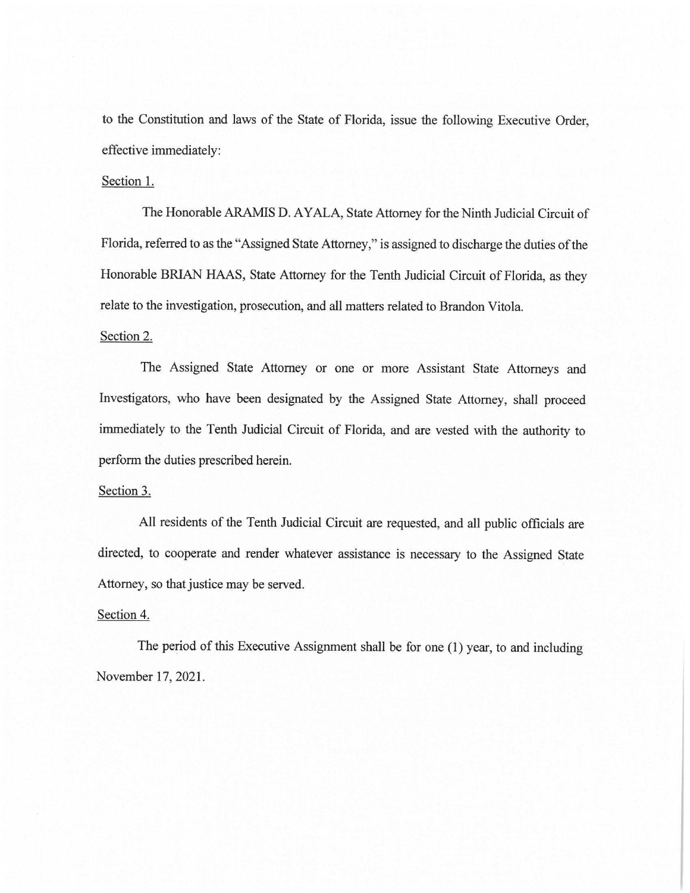to the Constitution and laws of the State of Florida, issue the following Executive Order, effective immediately:

Section 1.

The Honorable ARAMIS D. AYALA, State Attorney for the Ninth Judicial Circuit of Florida, referred to as the "Assigned State Attorney," is assigned to discharge the duties of the Honorable BRIAN HAAS, State Attorney for the Tenth Judicial Circuit of Florida, as they relate to the investigation, prosecution, and all matters related to Brandon Vitola.

Section 2.

The Assigned State Attorney or one or more Assistant State Attorneys and Investigators, who have been designated by the Assigned State Attorney, shall proceed immediately to the Tenth Judicial Circuit of Florida, and are vested with the authority to perform the duties prescribed herein.

Section 3.

All residents of the Tenth Judicial Circuit are requested, and all public officials are directed, to cooperate and render whatever assistance is necessary to the Assigned State Attorney, so that justice may be served.

Section 4.

The period of this Executive Assignment shall be for one (1) year, to and including November 17, 2021.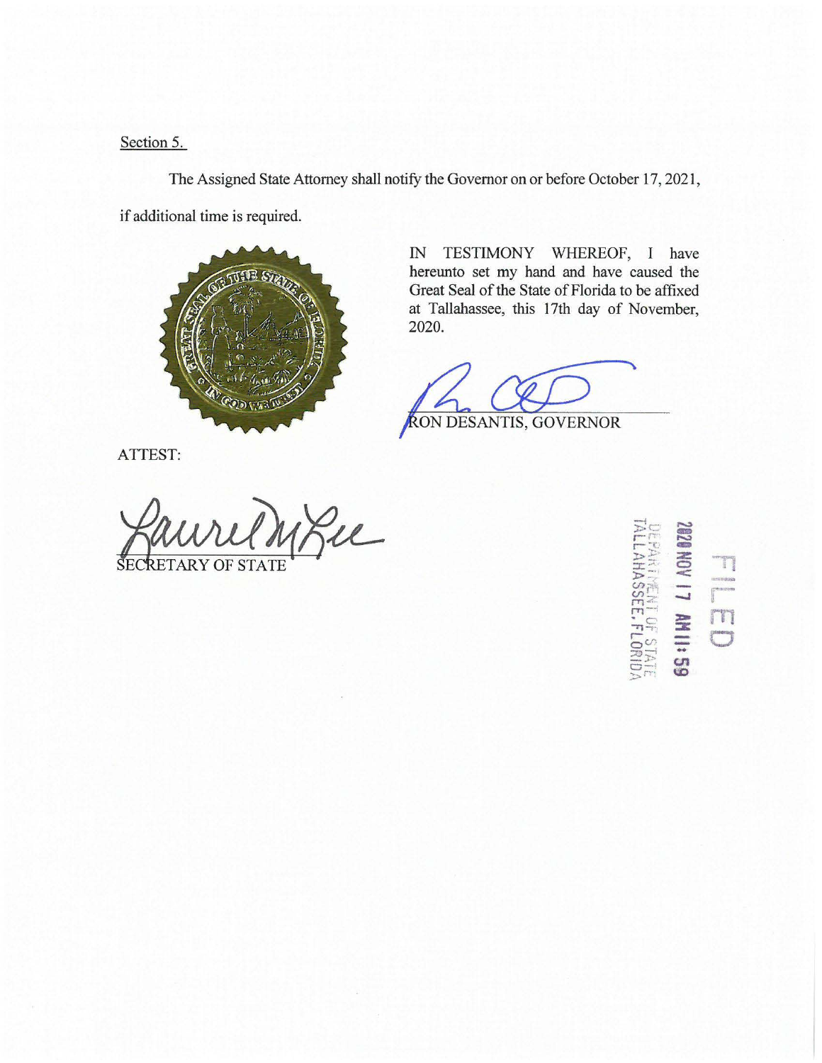Section 5.

The Assigned State Attorney shall notify the Governor on or before October 17, 2021, if additional time is required.

IN TESTIMONY WHEREOF, I have hereunto set my hand and have caused the Great Seal of the State of Florida to be affixed at Tallahassee, this 17th day of November, 2020.

RON DESANTIS, GOVERNOR

ATTEST:

SECRETARY OF STATE

FILED

2020 NOV 17 AM 11:59

DEPARTMENT OF STATE
TALLAHASSEE, FLORIDA